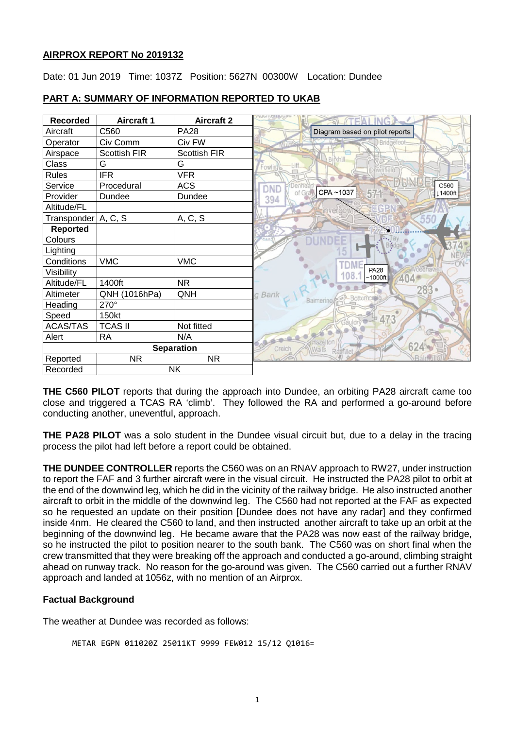## AIRPROX REPORT No 2019132

Date: 01 Jun 2019 Time: 1037Z Position: 5627N 00300W Location: Dundee

### PART A: SUMMARY OF INFORMATION REPORTED TO UKAB

| Recorded | Aircraft 1 | Aircraft 2 |
|---|---|---|
| Aircraft | C560 | PA28 |
| Operator | Civ Comm | Civ FW |
| Airspace | Scottish FIR | Scottish FIR |
| Class | G | G |
| Rules | IFR | VFR |
| Service | Procedural | ACS |
| Provider | Dundee | Dundee |
| Altitude/FL | | |
| Transponder | A, C, S | A, C, S |
| **Reported** | | |
| Colours | | |
| Lighting | | |
| Conditions | VMC | VMC |
| Visibility | | |
| Altitude/FL | 1400ft | NR |
| Altimeter | QNH (1016hPa) | QNH |
| Heading | 270° | |
| Speed | 150kt | |
| ACAS/TAS | TCAS II | Not fitted |
| Alert | RA | N/A |
| **Separation** | | |
| Reported | NR | NR |
| Recorded | NK | |

Diagram based on pilot reports

CPA ~1037

C560 ↓1400ft

PA28 ~1000ft

**THE C560 PILOT** reports that during the approach into Dundee, an orbiting PA28 aircraft came too close and triggered a TCAS RA 'climb'. They followed the RA and performed a go-around before conducting another, uneventful, approach.

**THE PA28 PILOT** was a solo student in the Dundee visual circuit but, due to a delay in the tracing process the pilot had left before a report could be obtained.

**THE DUNDEE CONTROLLER** reports the C560 was on an RNAV approach to RW27, under instruction to report the FAF and 3 further aircraft were in the visual circuit. He instructed the PA28 pilot to orbit at the end of the downwind leg, which he did in the vicinity of the railway bridge. He also instructed another aircraft to orbit in the middle of the downwind leg. The C560 had not reported at the FAF as expected so he requested an update on their position [Dundee does not have any radar] and they confirmed inside 4nm. He cleared the C560 to land, and then instructed another aircraft to take up an orbit at the beginning of the downwind leg. He became aware that the PA28 was now east of the railway bridge, so he instructed the pilot to position nearer to the south bank. The C560 was on short final when the crew transmitted that they were breaking off the approach and conducted a go-around, climbing straight ahead on runway track. No reason for the go-around was given. The C560 carried out a further RNAV approach and landed at 1056z, with no mention of an Airprox.

### Factual Background

The weather at Dundee was recorded as follows:

```
METAR EGPN 011020Z 25011KT 9999 FEW012 15/12 Q1016=
```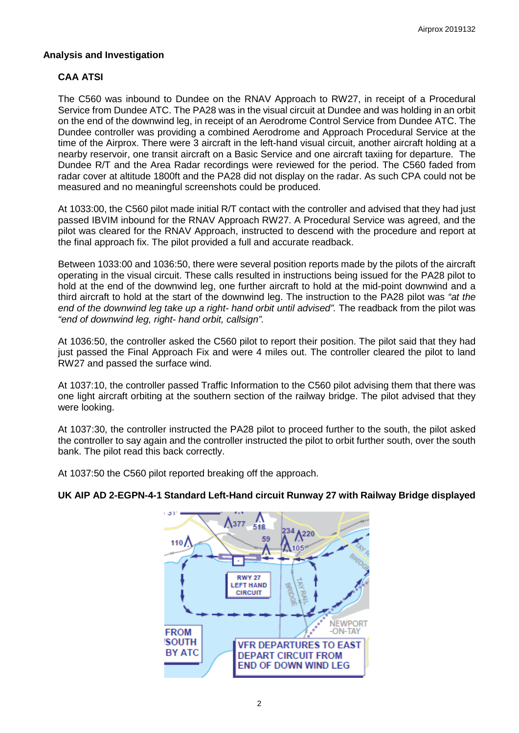## Analysis and Investigation

### CAA ATSI

The C560 was inbound to Dundee on the RNAV Approach to RW27, in receipt of a Procedural Service from Dundee ATC. The PA28 was in the visual circuit at Dundee and was holding in an orbit on the end of the downwind leg, in receipt of an Aerodrome Control Service from Dundee ATC. The Dundee controller was providing a combined Aerodrome and Approach Procedural Service at the time of the Airprox. There were 3 aircraft in the left-hand visual circuit, another aircraft holding at a nearby reservoir, one transit aircraft on a Basic Service and one aircraft taxiing for departure. The Dundee R/T and the Area Radar recordings were reviewed for the period. The C560 faded from radar cover at altitude 1800ft and the PA28 did not display on the radar. As such CPA could not be measured and no meaningful screenshots could be produced.

At 1033:00, the C560 pilot made initial R/T contact with the controller and advised that they had just passed IBVIM inbound for the RNAV Approach RW27. A Procedural Service was agreed, and the pilot was cleared for the RNAV Approach, instructed to descend with the procedure and report at the final approach fix. The pilot provided a full and accurate readback.

Between 1033:00 and 1036:50, there were several position reports made by the pilots of the aircraft operating in the visual circuit. These calls resulted in instructions being issued for the PA28 pilot to hold at the end of the downwind leg, one further aircraft to hold at the mid-point downwind and a third aircraft to hold at the start of the downwind leg. The instruction to the PA28 pilot was *"at the end of the downwind leg take up a right- hand orbit until advised".* The readback from the pilot was *"end of downwind leg, right- hand orbit, callsign".*

At 1036:50, the controller asked the C560 pilot to report their position. The pilot said that they had just passed the Final Approach Fix and were 4 miles out. The controller cleared the pilot to land RW27 and passed the surface wind.

At 1037:10, the controller passed Traffic Information to the C560 pilot advising them that there was one light aircraft orbiting at the southern section of the railway bridge. The pilot advised that they were looking.

At 1037:30, the controller instructed the PA28 pilot to proceed further to the south, the pilot asked the controller to say again and the controller instructed the pilot to orbit further south, over the south bank. The pilot read this back correctly.

At 1037:50 the C560 pilot reported breaking off the approach.

**UK AIP AD 2-EGPN-4-1 Standard Left-Hand circuit Runway 27 with Railway Bridge displayed**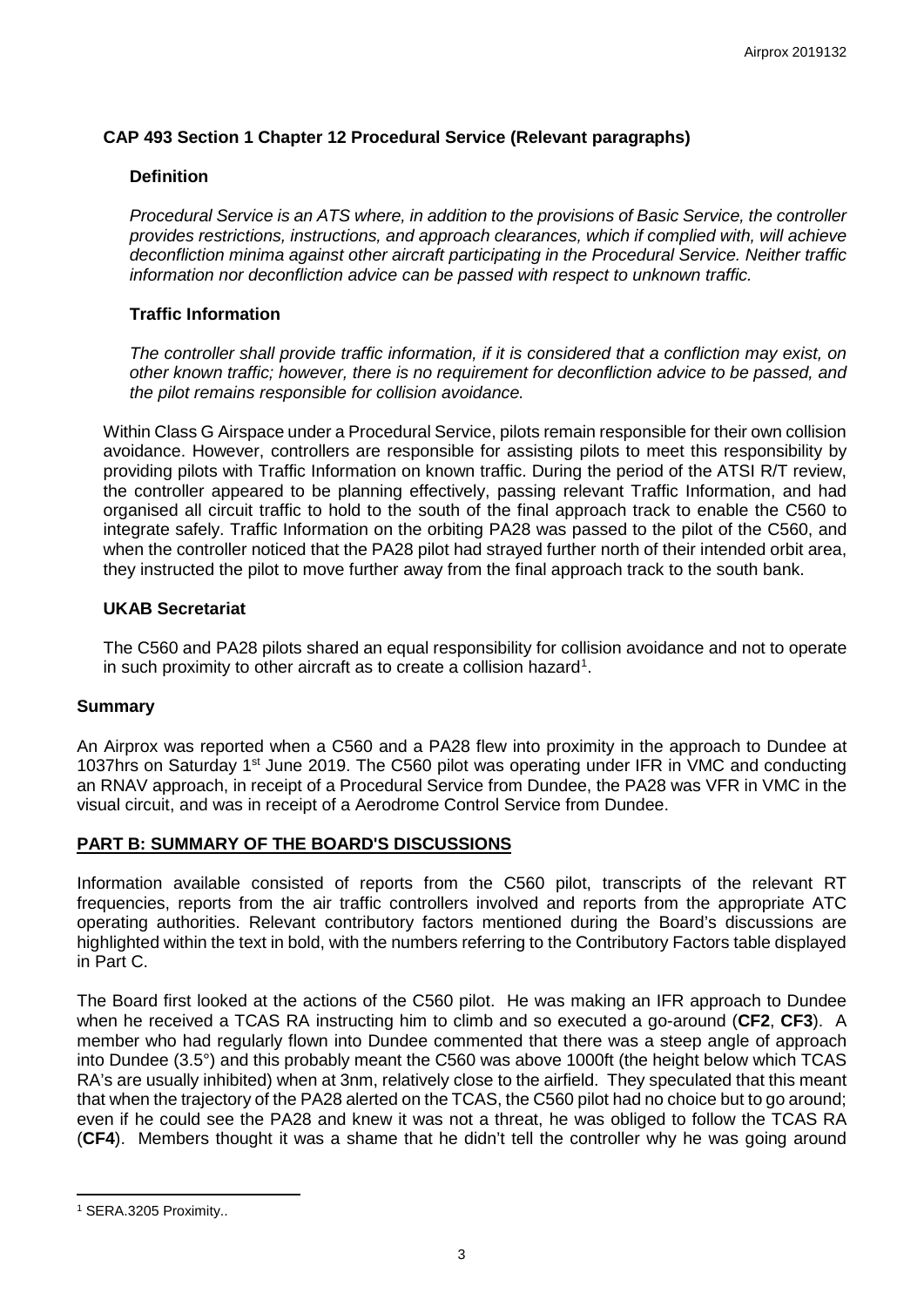**CAP 493 Section 1 Chapter 12 Procedural Service (Relevant paragraphs)**

**Definition**

*Procedural Service is an ATS where, in addition to the provisions of Basic Service, the controller provides restrictions, instructions, and approach clearances, which if complied with, will achieve deconfliction minima against other aircraft participating in the Procedural Service. Neither traffic information nor deconfliction advice can be passed with respect to unknown traffic.*

**Traffic Information**

*The controller shall provide traffic information, if it is considered that a confliction may exist, on other known traffic; however, there is no requirement for deconfliction advice to be passed, and the pilot remains responsible for collision avoidance.*

Within Class G Airspace under a Procedural Service, pilots remain responsible for their own collision avoidance. However, controllers are responsible for assisting pilots to meet this responsibility by providing pilots with Traffic Information on known traffic. During the period of the ATSI R/T review, the controller appeared to be planning effectively, passing relevant Traffic Information, and had organised all circuit traffic to hold to the south of the final approach track to enable the C560 to integrate safely. Traffic Information on the orbiting PA28 was passed to the pilot of the C560, and when the controller noticed that the PA28 pilot had strayed further north of their intended orbit area, they instructed the pilot to move further away from the final approach track to the south bank.

**UKAB Secretariat**

The C560 and PA28 pilots shared an equal responsibility for collision avoidance and not to operate in such proximity to other aircraft as to create a collision hazard[1].

## Summary

An Airprox was reported when a C560 and a PA28 flew into proximity in the approach to Dundee at 1037hrs on Saturday 1st June 2019. The C560 pilot was operating under IFR in VMC and conducting an RNAV approach, in receipt of a Procedural Service from Dundee, the PA28 was VFR in VMC in the visual circuit, and was in receipt of a Aerodrome Control Service from Dundee.

## PART B: SUMMARY OF THE BOARD'S DISCUSSIONS

Information available consisted of reports from the C560 pilot, transcripts of the relevant RT frequencies, reports from the air traffic controllers involved and reports from the appropriate ATC operating authorities. Relevant contributory factors mentioned during the Board's discussions are highlighted within the text in bold, with the numbers referring to the Contributory Factors table displayed in Part C.

The Board first looked at the actions of the C560 pilot. He was making an IFR approach to Dundee when he received a TCAS RA instructing him to climb and so executed a go-around (**CF2**, **CF3**). A member who had regularly flown into Dundee commented that there was a steep angle of approach into Dundee (3.5°) and this probably meant the C560 was above 1000ft (the height below which TCAS RA's are usually inhibited) when at 3nm, relatively close to the airfield. They speculated that this meant that when the trajectory of the PA28 alerted on the TCAS, the C560 pilot had no choice but to go around; even if he could see the PA28 and knew it was not a threat, he was obliged to follow the TCAS RA (**CF4**). Members thought it was a shame that he didn't tell the controller why he was going around

---

[1] SERA.3205 Proximity..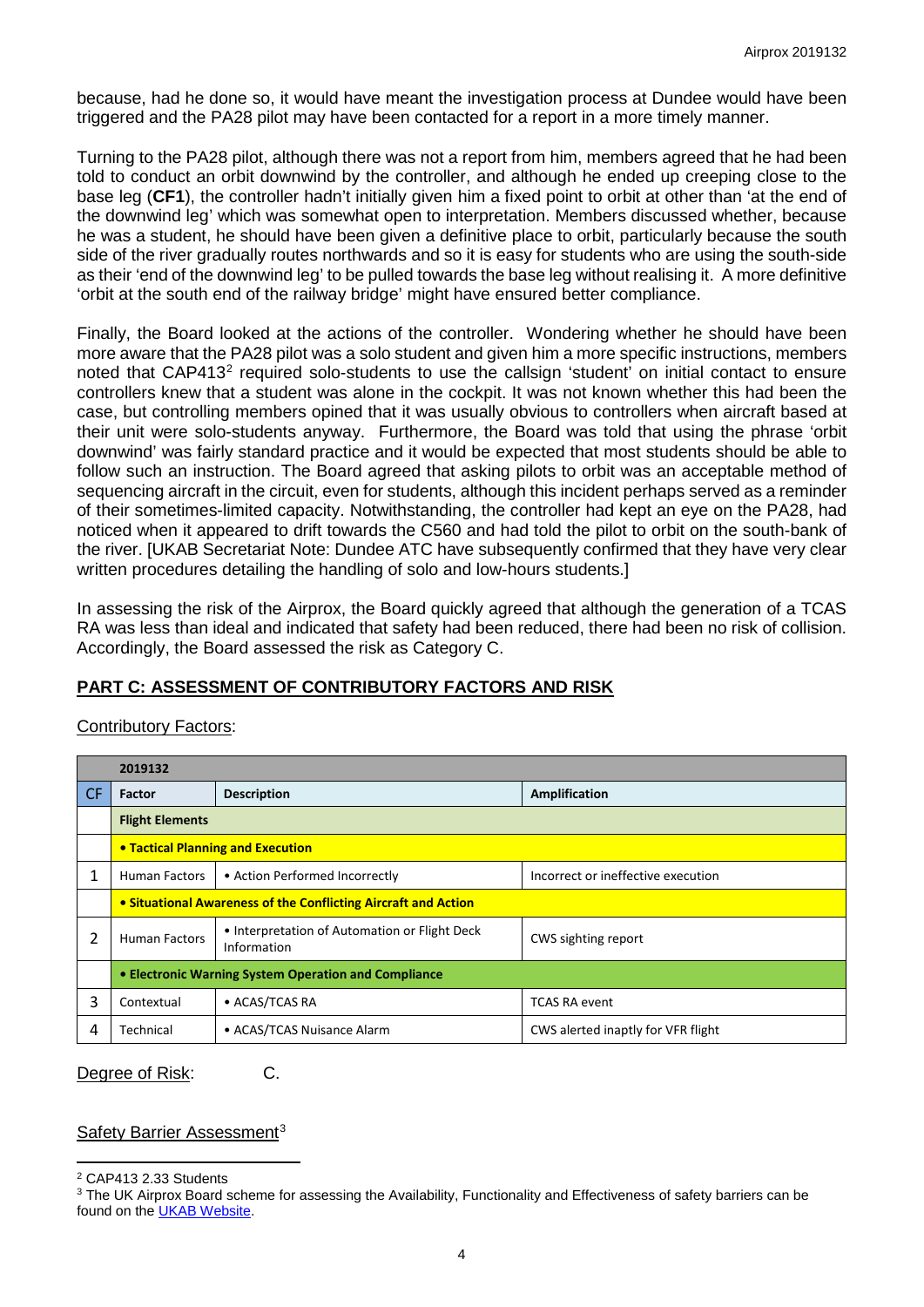because, had he done so, it would have meant the investigation process at Dundee would have been triggered and the PA28 pilot may have been contacted for a report in a more timely manner.

Turning to the PA28 pilot, although there was not a report from him, members agreed that he had been told to conduct an orbit downwind by the controller, and although he ended up creeping close to the base leg (**CF1**), the controller hadn't initially given him a fixed point to orbit at other than 'at the end of the downwind leg' which was somewhat open to interpretation. Members discussed whether, because he was a student, he should have been given a definitive place to orbit, particularly because the south side of the river gradually routes northwards and so it is easy for students who are using the south-side as their 'end of the downwind leg' to be pulled towards the base leg without realising it. A more definitive 'orbit at the south end of the railway bridge' might have ensured better compliance.

Finally, the Board looked at the actions of the controller. Wondering whether he should have been more aware that the PA28 pilot was a solo student and given him a more specific instructions, members noted that CAP413[2] required solo-students to use the callsign 'student' on initial contact to ensure controllers knew that a student was alone in the cockpit. It was not known whether this had been the case, but controlling members opined that it was usually obvious to controllers when aircraft based at their unit were solo-students anyway. Furthermore, the Board was told that using the phrase 'orbit downwind' was fairly standard practice and it would be expected that most students should be able to follow such an instruction. The Board agreed that asking pilots to orbit was an acceptable method of sequencing aircraft in the circuit, even for students, although this incident perhaps served as a reminder of their sometimes-limited capacity. Notwithstanding, the controller had kept an eye on the PA28, had noticed when it appeared to drift towards the C560 and had told the pilot to orbit on the south-bank of the river. [UKAB Secretariat Note: Dundee ATC have subsequently confirmed that they have very clear written procedures detailing the handling of solo and low-hours students.]

In assessing the risk of the Airprox, the Board quickly agreed that although the generation of a TCAS RA was less than ideal and indicated that safety had been reduced, there had been no risk of collision. Accordingly, the Board assessed the risk as Category C.

## PART C: ASSESSMENT OF CONTRIBUTORY FACTORS AND RISK

Contributory Factors:

| | 2019132 | | |
|---|---|---|---|
| CF | Factor | Description | Amplification |
| | **Flight Elements** | | |
| | **• Tactical Planning and Execution** | | |
| 1 | Human Factors | • Action Performed Incorrectly | Incorrect or ineffective execution |
| | **• Situational Awareness of the Conflicting Aircraft and Action** | | |
| 2 | Human Factors | • Interpretation of Automation or Flight Deck Information | CWS sighting report |
| | **• Electronic Warning System Operation and Compliance** | | |
| 3 | Contextual | • ACAS/TCAS RA | TCAS RA event |
| 4 | Technical | • ACAS/TCAS Nuisance Alarm | CWS alerted inaptly for VFR flight |

Degree of Risk: C.

Safety Barrier Assessment[3]

[2] CAP413 2.33 Students

[3] The UK Airprox Board scheme for assessing the Availability, Functionality and Effectiveness of safety barriers can be found on the UKAB Website.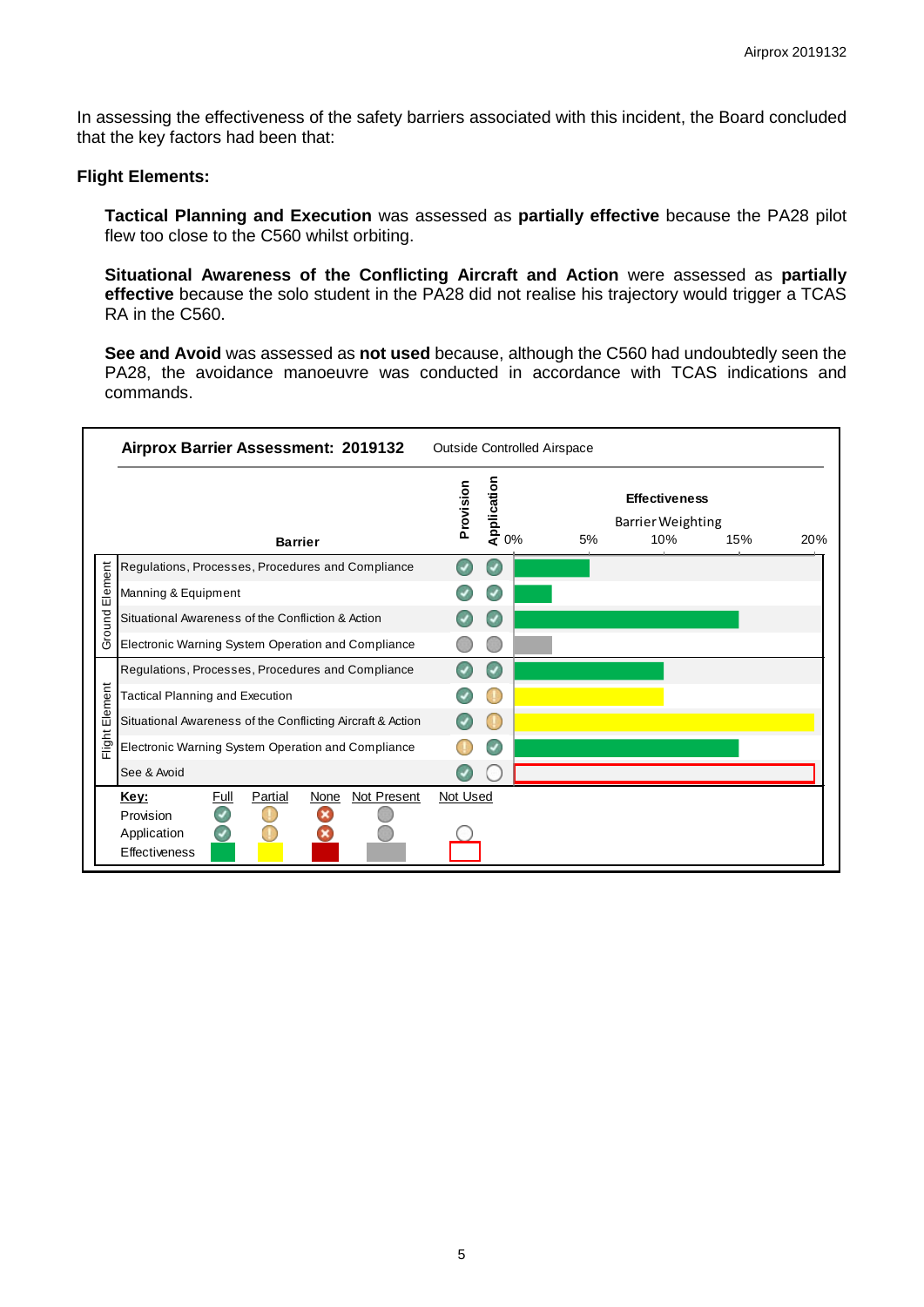In assessing the effectiveness of the safety barriers associated with this incident, the Board concluded that the key factors had been that:

**Flight Elements:**

**Tactical Planning and Execution** was assessed as **partially effective** because the PA28 pilot flew too close to the C560 whilst orbiting.

**Situational Awareness of the Conflicting Aircraft and Action** were assessed as **partially effective** because the solo student in the PA28 did not realise his trajectory would trigger a TCAS RA in the C560.

**See and Avoid** was assessed as **not used** because, although the C560 had undoubtedly seen the PA28, the avoidance manoeuvre was conducted in accordance with TCAS indications and commands.

**Airprox Barrier Assessment: 2019132**

Outside Controlled Airspace

Barrier

Provision

Application

Effectiveness

Barrier Weighting

0%

5%

10%

15%

20%

Ground Element

Regulations, Processes, Procedures and Compliance

Manning & Equipment

Situational Awareness of the Confliction & Action

Electronic Warning System Operation and Compliance

Flight Element

Regulations, Processes, Procedures and Compliance

Tactical Planning and Execution

Situational Awareness of the Conflicting Aircraft & Action

Electronic Warning System Operation and Compliance

See & Avoid

Key:

Full

Partial

None

Not Present

Not Used

Provision

Application

Effectiveness